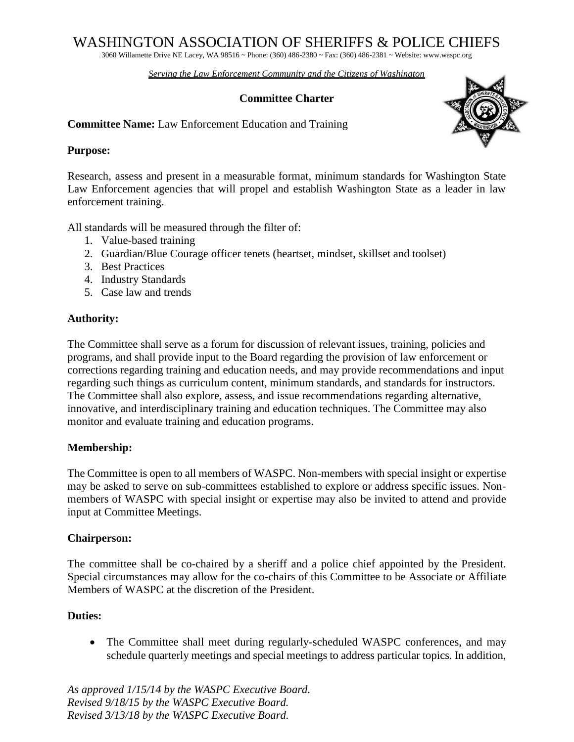# WASHINGTON ASSOCIATION OF SHERIFFS & POLICE CHIEFS

3060 Willamette Drive NE Lacey, WA 98516 ~ Phone: (360) 486-2380 ~ Fax: (360) 486-2381 ~ Website: www.waspc.org

*Serving the Law Enforcement Community and the Citizens of Washington*

## Committee Charter

**Committee Name:** Law Enforcement Education and Training

**Purpose:**

Research, assess and present in a measurable format, minimum standards for Washington State Law Enforcement agencies that will propel and establish Washington State as a leader in law enforcement training.

All standards will be measured through the filter of:

1. Value-based training
2. Guardian/Blue Courage officer tenets (heartset, mindset, skillset and toolset)
3. Best Practices
4. Industry Standards
5. Case law and trends

**Authority:**

The Committee shall serve as a forum for discussion of relevant issues, training, policies and programs, and shall provide input to the Board regarding the provision of law enforcement or corrections regarding training and education needs, and may provide recommendations and input regarding such things as curriculum content, minimum standards, and standards for instructors. The Committee shall also explore, assess, and issue recommendations regarding alternative, innovative, and interdisciplinary training and education techniques. The Committee may also monitor and evaluate training and education programs.

**Membership:**

The Committee is open to all members of WASPC. Non-members with special insight or expertise may be asked to serve on sub-committees established to explore or address specific issues. Non-members of WASPC with special insight or expertise may also be invited to attend and provide input at Committee Meetings.

**Chairperson:**

The committee shall be co-chaired by a sheriff and a police chief appointed by the President. Special circumstances may allow for the co-chairs of this Committee to be Associate or Affiliate Members of WASPC at the discretion of the President.

**Duties:**

- The Committee shall meet during regularly-scheduled WASPC conferences, and may schedule quarterly meetings and special meetings to address particular topics. In addition,

*As approved 1/15/14 by the WASPC Executive Board.*
*Revised 9/18/15 by the WASPC Executive Board.*
*Revised 3/13/18 by the WASPC Executive Board.*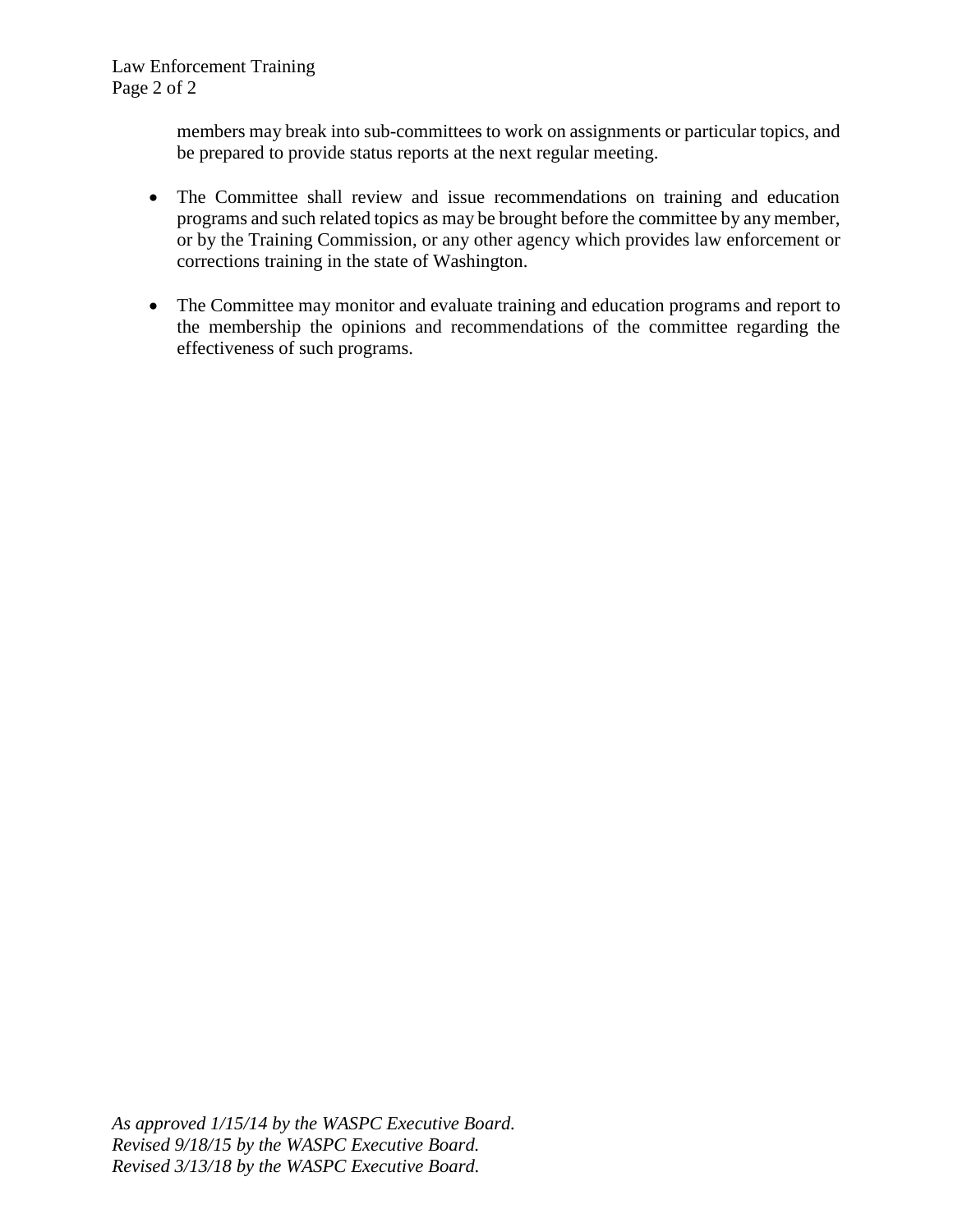members may break into sub-committees to work on assignments or particular topics, and be prepared to provide status reports at the next regular meeting.

- The Committee shall review and issue recommendations on training and education programs and such related topics as may be brought before the committee by any member, or by the Training Commission, or any other agency which provides law enforcement or corrections training in the state of Washington.

- The Committee may monitor and evaluate training and education programs and report to the membership the opinions and recommendations of the committee regarding the effectiveness of such programs.

*As approved 1/15/14 by the WASPC Executive Board.*
*Revised 9/18/15 by the WASPC Executive Board.*
*Revised 3/13/18 by the WASPC Executive Board.*